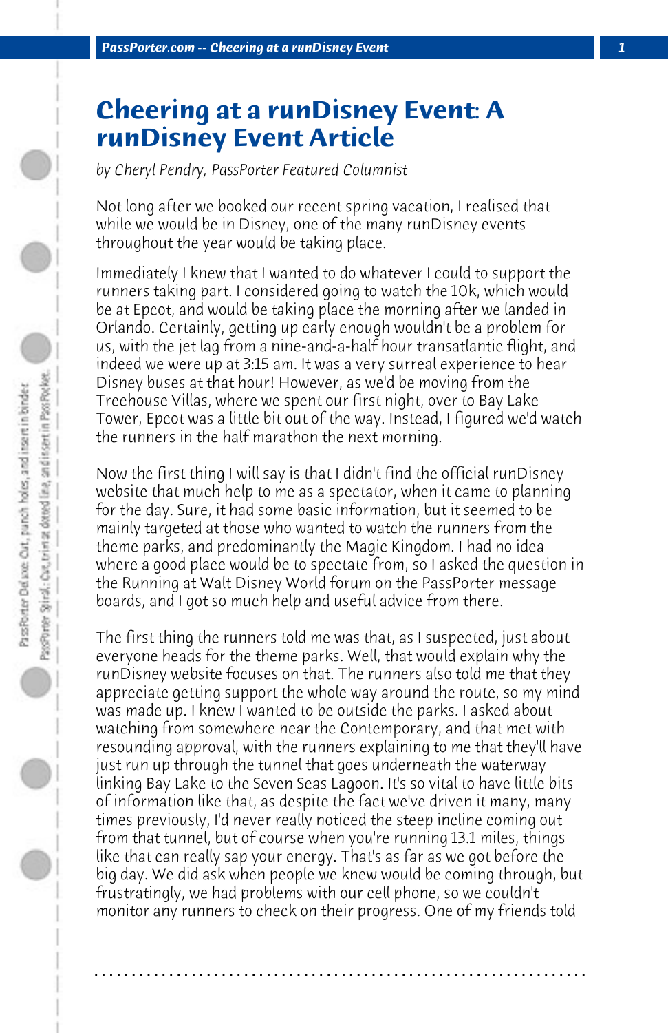# Cheering at a runDisney Event: A runDisney Event Article

*by Cheryl Pendry, PassPorter Featured Columnist*

Not long after we booked our recent spring vacation, I realised that while we would be in Disney, one of the many runDisney events throughout the year would be taking place.

Immediately I knew that I wanted to do whatever I could to support the runners taking part. I considered going to watch the 10k, which would be at Epcot, and would be taking place the morning after we landed in Orlando. Certainly, getting up early enough wouldn't be a problem for us, with the jet lag from a nine-and-a-half hour transatlantic flight, and indeed we were up at 3:15 am. It was a very surreal experience to hear Disney buses at that hour! However, as we'd be moving from the Treehouse Villas, where we spent our first night, over to Bay Lake Tower, Epcot was a little bit out of the way. Instead, I figured we'd watch the runners in the half marathon the next morning.

Now the first thing I will say is that I didn't find the official runDisney website that much help to me as a spectator, when it came to planning for the day. Sure, it had some basic information, but it seemed to be mainly targeted at those who wanted to watch the runners from the theme parks, and predominantly the Magic Kingdom. I had no idea where a good place would be to spectate from, so I asked the question in the Running at Walt Disney World forum on the PassPorter message boards, and I got so much help and useful advice from there.

The first thing the runners told me was that, as I suspected, just about everyone heads for the theme parks. Well, that would explain why the runDisney website focuses on that. The runners also told me that they appreciate getting support the whole way around the route, so my mind was made up. I knew I wanted to be outside the parks. I asked about watching from somewhere near the Contemporary, and that met with resounding approval, with the runners explaining to me that they'll have just run up through the tunnel that goes underneath the waterway linking Bay Lake to the Seven Seas Lagoon. It's so vital to have little bits of information like that, as despite the fact we've driven it many, many times previously, I'd never really noticed the steep incline coming out from that tunnel, but of course when you're running 13.1 miles, things like that can really sap your energy. That's as far as we got before the big day. We did ask when people we knew would be coming through, but frustratingly, we had problems with our cell phone, so we couldn't monitor any runners to check on their progress. One of my friends told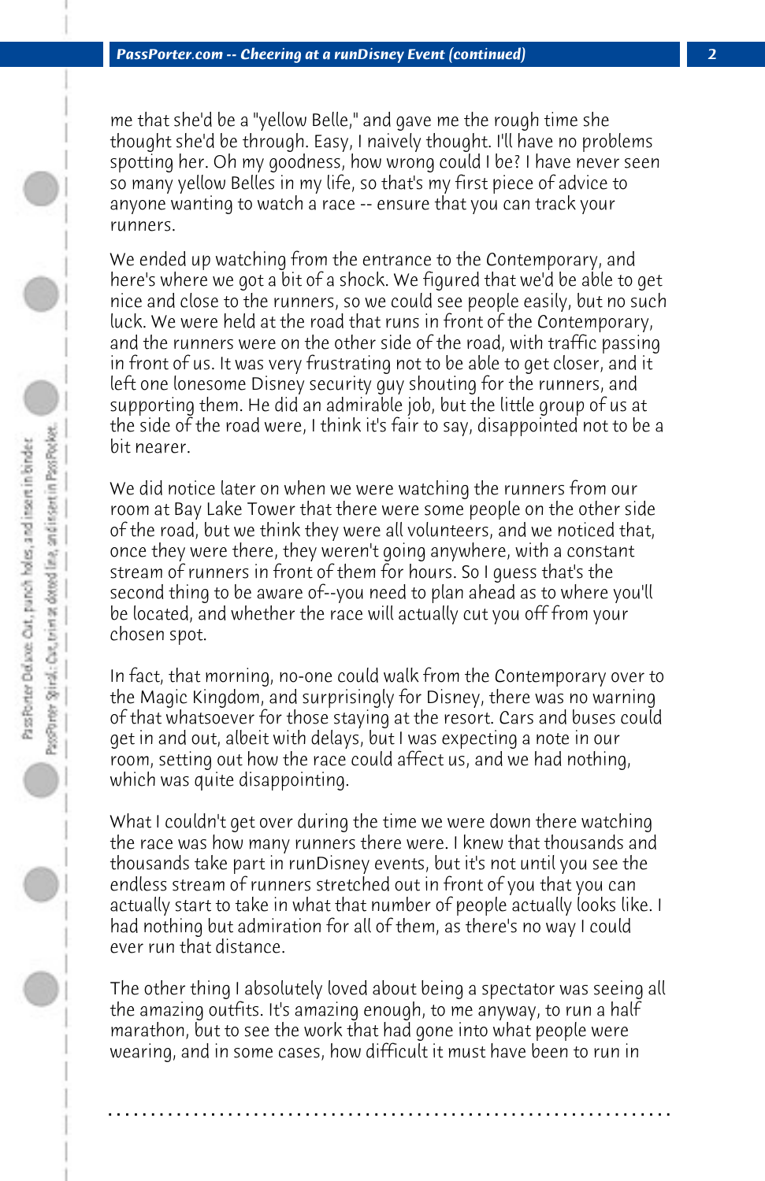me that she'd be a "yellow Belle," and gave me the rough time she thought she'd be through. Easy, I naively thought. I'll have no problems spotting her. Oh my goodness, how wrong could I be? I have never seen so many yellow Belles in my life, so that's my first piece of advice to anyone wanting to watch a race -- ensure that you can track your runners.

We ended up watching from the entrance to the Contemporary, and here's where we got a bit of a shock. We figured that we'd be able to get nice and close to the runners, so we could see people easily, but no such luck. We were held at the road that runs in front of the Contemporary, and the runners were on the other side of the road, with traffic passing in front of us. It was very frustrating not to be able to get closer, and it left one lonesome Disney security guy shouting for the runners, and supporting them. He did an admirable job, but the little group of us at the side of the road were, I think it's fair to say, disappointed not to be a bit nearer.

We did notice later on when we were watching the runners from our room at Bay Lake Tower that there were some people on the other side of the road, but we think they were all volunteers, and we noticed that, once they were there, they weren't going anywhere, with a constant stream of runners in front of them for hours. So I guess that's the second thing to be aware of--you need to plan ahead as to where you'll be located, and whether the race will actually cut you off from your chosen spot.

In fact, that morning, no-one could walk from the Contemporary over to the Magic Kingdom, and surprisingly for Disney, there was no warning of that whatsoever for those staying at the resort. Cars and buses could get in and out, albeit with delays, but I was expecting a note in our room, setting out how the race could affect us, and we had nothing, which was quite disappointing.

What I couldn't get over during the time we were down there watching the race was how many runners there were. I knew that thousands and thousands take part in runDisney events, but it's not until you see the endless stream of runners stretched out in front of you that you can actually start to take in what that number of people actually looks like. I had nothing but admiration for all of them, as there's no way I could ever run that distance.

The other thing I absolutely loved about being a spectator was seeing all the amazing outfits. It's amazing enough, to me anyway, to run a half marathon, but to see the work that had gone into what people were wearing, and in some cases, how difficult it must have been to run in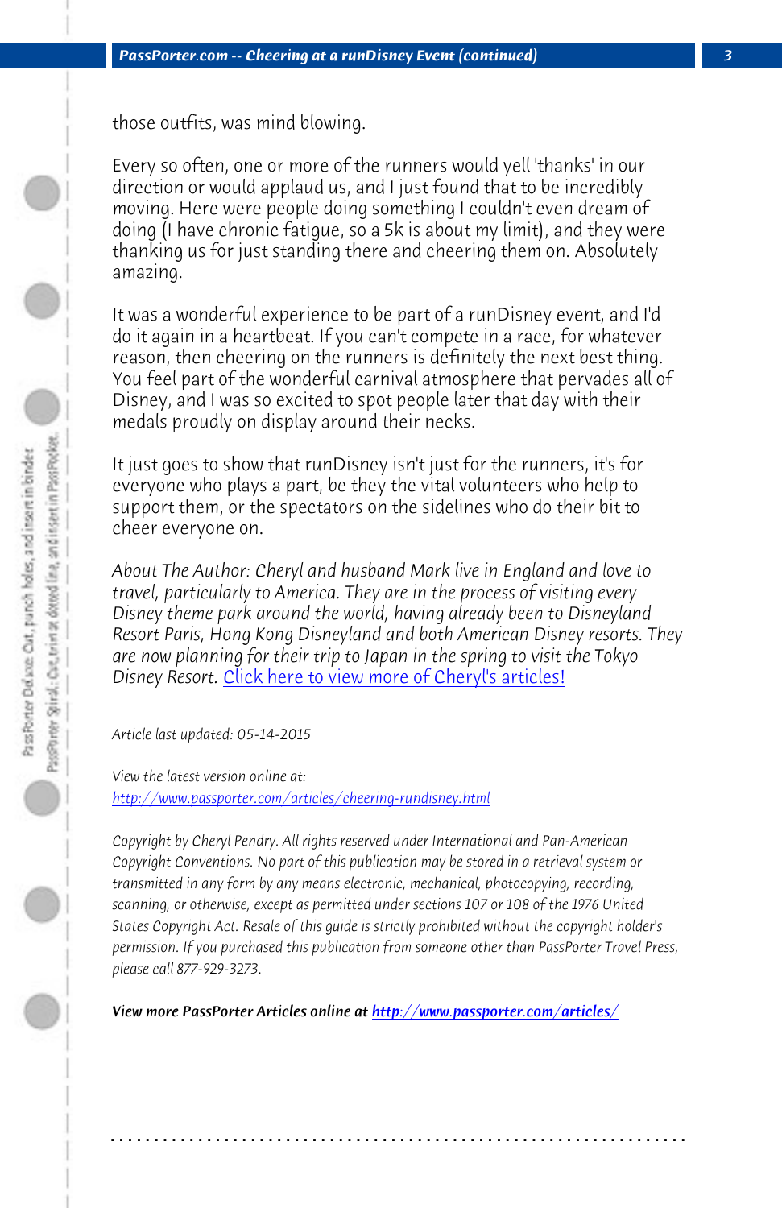those outfits, was mind blowing.

Every so often, one or more of the runners would yell 'thanks' in our direction or would applaud us, and I just found that to be incredibly moving. Here were people doing something I couldn't even dream of doing (I have chronic fatigue, so a 5k is about my limit), and they were thanking us for just standing there and cheering them on. Absolutely amazing.

It was a wonderful experience to be part of a runDisney event, and I'd do it again in a heartbeat. If you can't compete in a race, for whatever reason, then cheering on the runners is definitely the next best thing. You feel part of the wonderful carnival atmosphere that pervades all of Disney, and I was so excited to spot people later that day with their medals proudly on display around their necks.

It just goes to show that runDisney isn't just for the runners, it's for everyone who plays a part, be they the vital volunteers who help to support them, or the spectators on the sidelines who do their bit to cheer everyone on.

*About The Author: Cheryl and husband Mark live in England and love to travel, particularly to America. They are in the process of visiting every Disney theme park around the world, having already been to Disneyland Resort Paris, Hong Kong Disneyland and both American Disney resorts. They are now planning for their trip to Japan in the spring to visit the Tokyo Disney Resort.* Click here to view more of Cheryl's articles!

*Article last updated: 05-14-2015*

*View the latest version online at:*
http://www.passporter.com/articles/cheering-rundisney.html

*Copyright by Cheryl Pendry. All rights reserved under International and Pan-American Copyright Conventions. No part of this publication may be stored in a retrieval system or transmitted in any form by any means electronic, mechanical, photocopying, recording, scanning, or otherwise, except as permitted under sections 107 or 108 of the 1976 United States Copyright Act. Resale of this guide is strictly prohibited without the copyright holder's permission. If you purchased this publication from someone other than PassPorter Travel Press, please call 877-929-3273.*

***View more PassPorter Articles online at http://www.passporter.com/articles/***